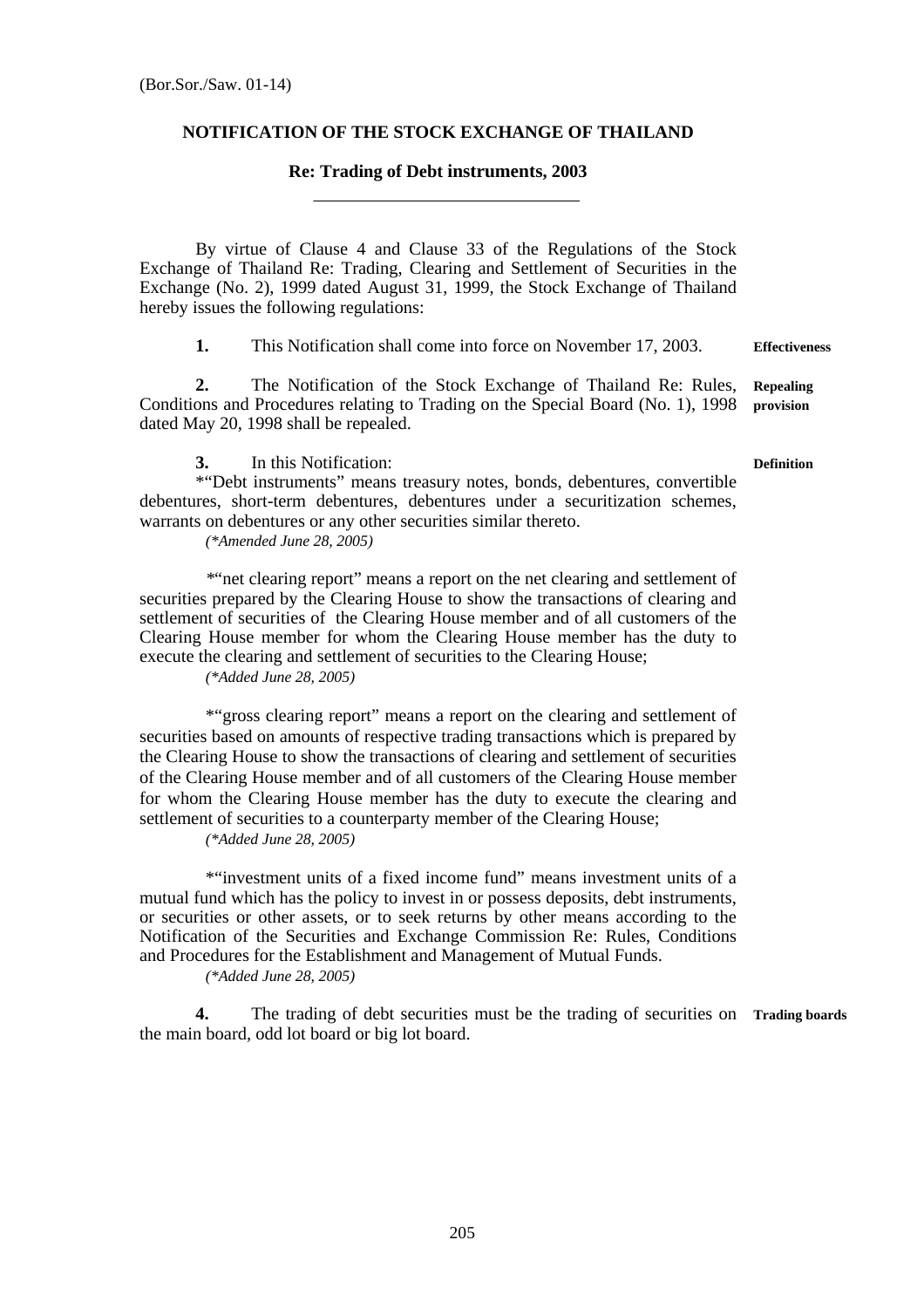(Bor.Sor./Saw. 01-14)

## NOTIFICATION OF THE STOCK EXCHANGE OF THAILAND

### Re: Trading of Debt instruments, 2003

---

By virtue of Clause 4 and Clause 33 of the Regulations of the Stock Exchange of Thailand Re: Trading, Clearing and Settlement of Securities in the Exchange (No. 2), 1999 dated August 31, 1999, the Stock Exchange of Thailand hereby issues the following regulations:

**1.** This Notification shall come into force on November 17, 2003. **Effectiveness**

**2.** The Notification of the Stock Exchange of Thailand Re: Rules, Conditions and Procedures relating to Trading on the Special Board (No. 1), 1998 dated May 20, 1998 shall be repealed. **Repealing provision**

**3.** In this Notification: **Definition**

*"Debt instruments" means treasury notes, bonds, debentures, convertible debentures, short-term debentures, debentures under a securitization schemes, warrants on debentures or any other securities similar thereto.

*(*Amended June 28, 2005)*

*"net clearing report" means a report on the net clearing and settlement of securities prepared by the Clearing House to show the transactions of clearing and settlement of securities of the Clearing House member and of all customers of the Clearing House member for whom the Clearing House member has the duty to execute the clearing and settlement of securities to the Clearing House;

*(*Added June 28, 2005)*

*"gross clearing report" means a report on the clearing and settlement of securities based on amounts of respective trading transactions which is prepared by the Clearing House to show the transactions of clearing and settlement of securities of the Clearing House member and of all customers of the Clearing House member for whom the Clearing House member has the duty to execute the clearing and settlement of securities to a counterparty member of the Clearing House;

*(*Added June 28, 2005)*

*"investment units of a fixed income fund" means investment units of a mutual fund which has the policy to invest in or possess deposits, debt instruments, or securities or other assets, or to seek returns by other means according to the Notification of the Securities and Exchange Commission Re: Rules, Conditions and Procedures for the Establishment and Management of Mutual Funds.

*(*Added June 28, 2005)*

**4.** The trading of debt securities must be the trading of securities on the main board, odd lot board or big lot board. **Trading boards**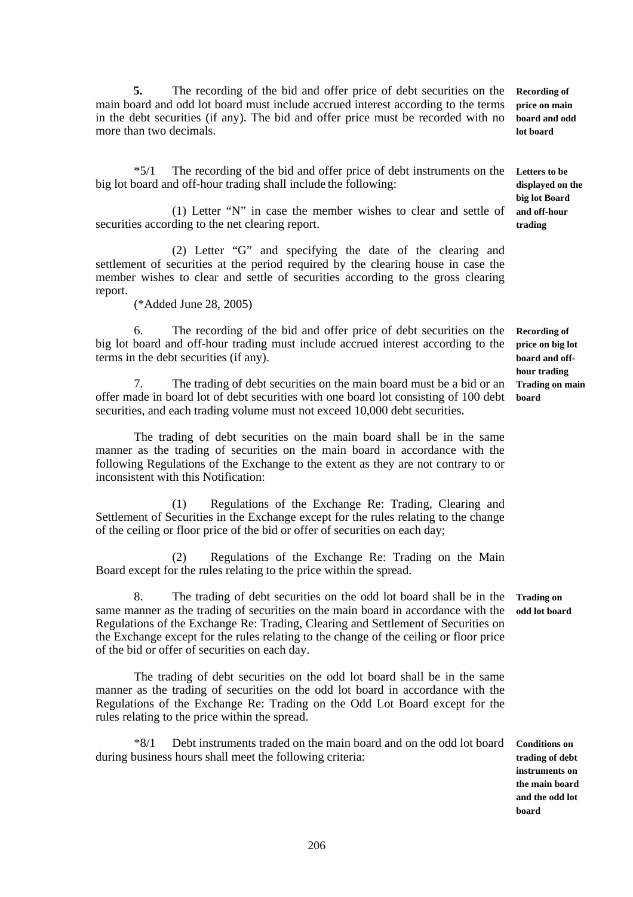**5.** The recording of the bid and offer price of debt securities on the main board and odd lot board must include accrued interest according to the terms in the debt securities (if any). The bid and offer price must be recorded with no more than two decimals.

**Recording of price on main board and odd lot board**

*5/1 The recording of the bid and offer price of debt instruments on the big lot board and off-hour trading shall include the following:

**Letters to be displayed on the big lot Board and off-hour trading**

(1) Letter "N" in case the member wishes to clear and settle of securities according to the net clearing report.

(2) Letter "G" and specifying the date of the clearing and settlement of securities at the period required by the clearing house in case the member wishes to clear and settle of securities according to the gross clearing report.

(*Added June 28, 2005)

6. The recording of the bid and offer price of debt securities on the big lot board and off-hour trading must include accrued interest according to the terms in the debt securities (if any).

**Recording of price on big lot board and off-hour trading**

7. The trading of debt securities on the main board must be a bid or an offer made in board lot of debt securities with one board lot consisting of 100 debt securities, and each trading volume must not exceed 10,000 debt securities.

**Trading on main board**

The trading of debt securities on the main board shall be in the same manner as the trading of securities on the main board in accordance with the following Regulations of the Exchange to the extent as they are not contrary to or inconsistent with this Notification:

(1) Regulations of the Exchange Re: Trading, Clearing and Settlement of Securities in the Exchange except for the rules relating to the change of the ceiling or floor price of the bid or offer of securities on each day;

(2) Regulations of the Exchange Re: Trading on the Main Board except for the rules relating to the price within the spread.

8. The trading of debt securities on the odd lot board shall be in the same manner as the trading of securities on the main board in accordance with the Regulations of the Exchange Re: Trading, Clearing and Settlement of Securities on the Exchange except for the rules relating to the change of the ceiling or floor price of the bid or offer of securities on each day.

**Trading on odd lot board**

The trading of debt securities on the odd lot board shall be in the same manner as the trading of securities on the odd lot board in accordance with the Regulations of the Exchange Re: Trading on the Odd Lot Board except for the rules relating to the price within the spread.

*8/1 Debt instruments traded on the main board and on the odd lot board during business hours shall meet the following criteria:

**Conditions on trading of debt instruments on the main board and the odd lot board**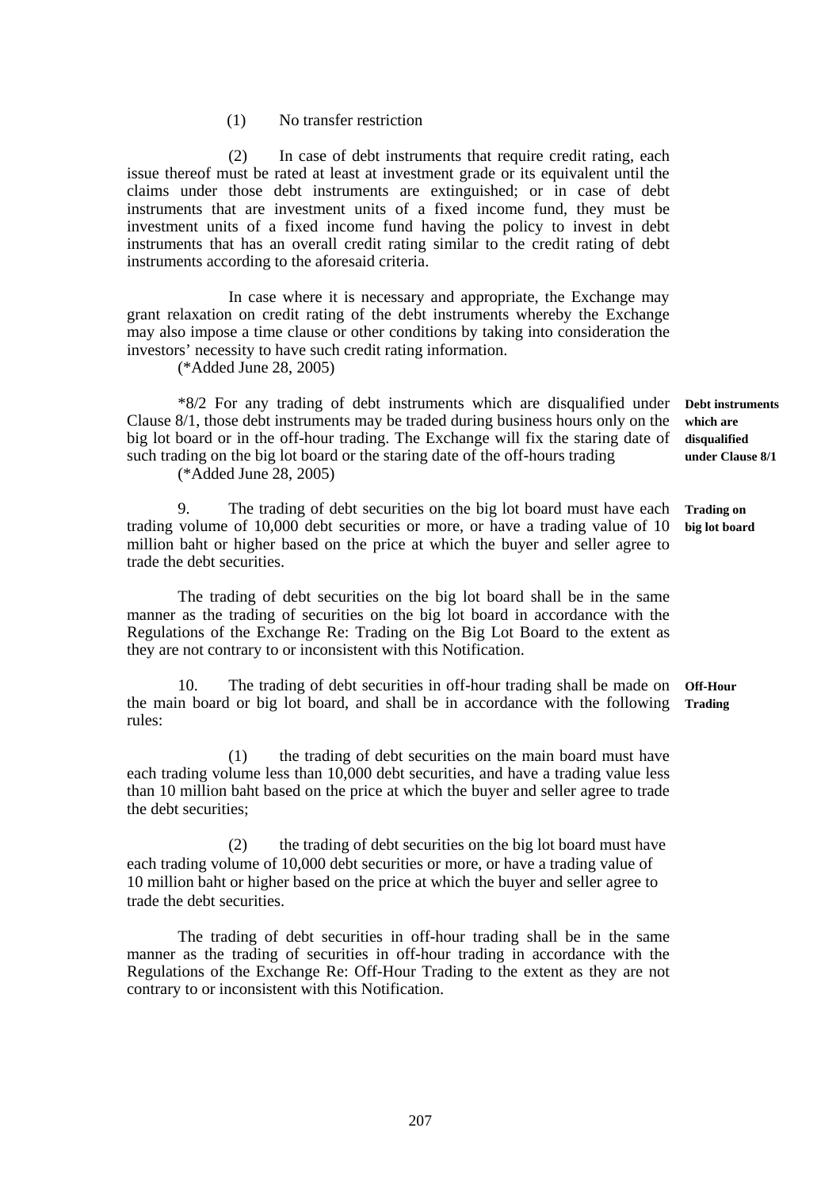(1) No transfer restriction

(2) In case of debt instruments that require credit rating, each issue thereof must be rated at least at investment grade or its equivalent until the claims under those debt instruments are extinguished; or in case of debt instruments that are investment units of a fixed income fund, they must be investment units of a fixed income fund having the policy to invest in debt instruments that has an overall credit rating similar to the credit rating of debt instruments according to the aforesaid criteria.

In case where it is necessary and appropriate, the Exchange may grant relaxation on credit rating of the debt instruments whereby the Exchange may also impose a time clause or other conditions by taking into consideration the investors' necessity to have such credit rating information.

(*Added June 28, 2005)

**Debt instruments which are disqualified under Clause 8/1**

*8/2 For any trading of debt instruments which are disqualified under Clause 8/1, those debt instruments may be traded during business hours only on the big lot board or in the off-hour trading. The Exchange will fix the staring date of such trading on the big lot board or the staring date of the off-hours trading

(*Added June 28, 2005)

**Trading on big lot board**

9. The trading of debt securities on the big lot board must have each trading volume of 10,000 debt securities or more, or have a trading value of 10 million baht or higher based on the price at which the buyer and seller agree to trade the debt securities.

The trading of debt securities on the big lot board shall be in the same manner as the trading of securities on the big lot board in accordance with the Regulations of the Exchange Re: Trading on the Big Lot Board to the extent as they are not contrary to or inconsistent with this Notification.

**Off-Hour Trading**

10. The trading of debt securities in off-hour trading shall be made on the main board or big lot board, and shall be in accordance with the following rules:

(1) the trading of debt securities on the main board must have each trading volume less than 10,000 debt securities, and have a trading value less than 10 million baht based on the price at which the buyer and seller agree to trade the debt securities;

(2) the trading of debt securities on the big lot board must have each trading volume of 10,000 debt securities or more, or have a trading value of 10 million baht or higher based on the price at which the buyer and seller agree to trade the debt securities.

The trading of debt securities in off-hour trading shall be in the same manner as the trading of securities in off-hour trading in accordance with the Regulations of the Exchange Re: Off-Hour Trading to the extent as they are not contrary to or inconsistent with this Notification.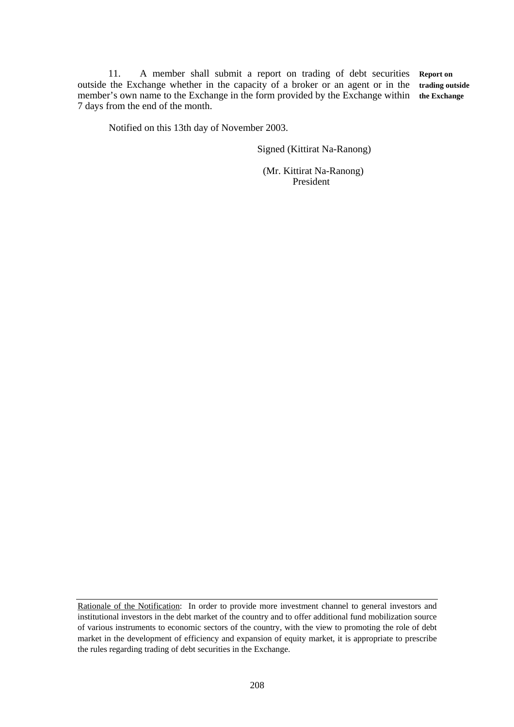11. A member shall submit a report on trading of debt securities outside the Exchange whether in the capacity of a broker or an agent or in the member's own name to the Exchange in the form provided by the Exchange within 7 days from the end of the month.

**Report on trading outside the Exchange**

Notified on this 13th day of November 2003.

Signed (Kittirat Na-Ranong)

(Mr. Kittirat Na-Ranong)
President

---

Rationale of the Notification: In order to provide more investment channel to general investors and institutional investors in the debt market of the country and to offer additional fund mobilization source of various instruments to economic sectors of the country, with the view to promoting the role of debt market in the development of efficiency and expansion of equity market, it is appropriate to prescribe the rules regarding trading of debt securities in the Exchange.